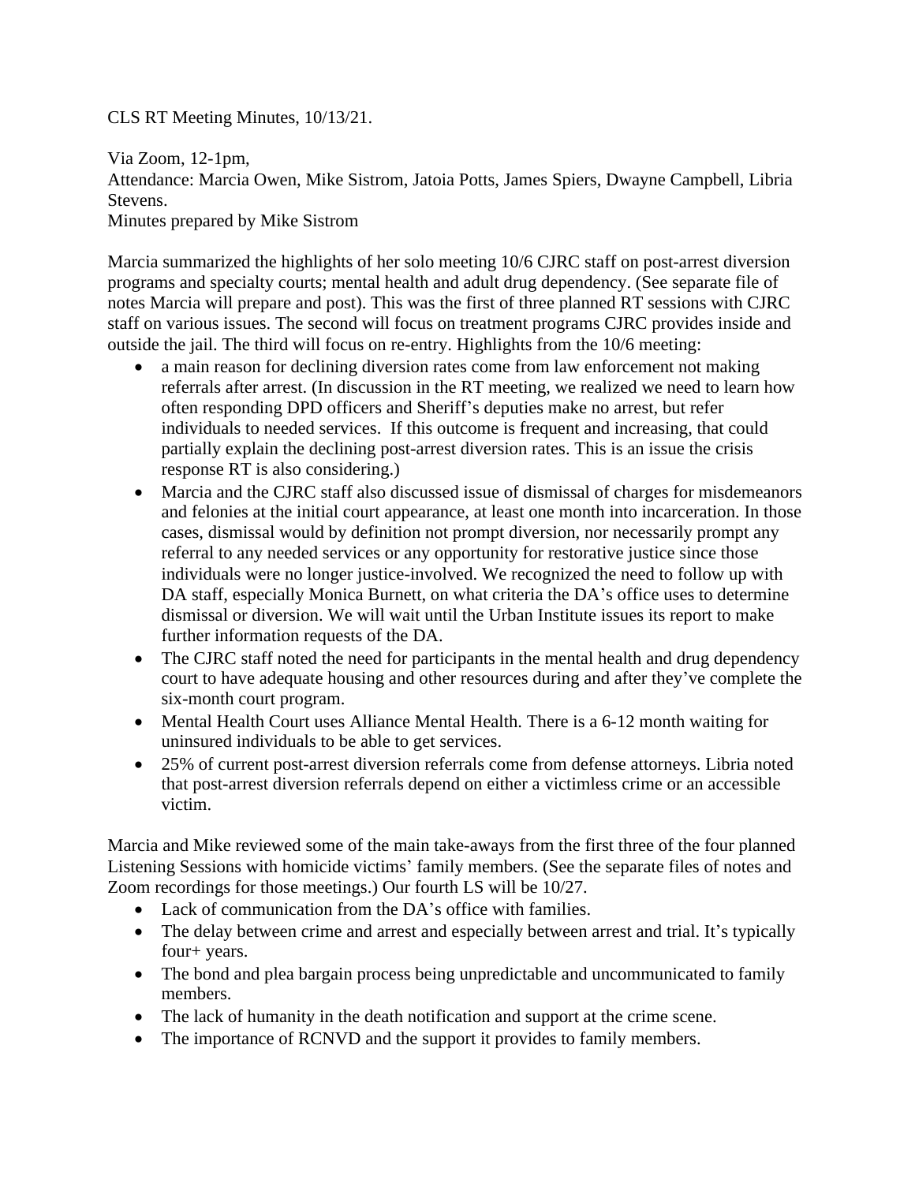CLS RT Meeting Minutes, 10/13/21.

Via Zoom, 12-1pm,
Attendance: Marcia Owen, Mike Sistrom, Jatoia Potts, James Spiers, Dwayne Campbell, Libria Stevens.
Minutes prepared by Mike Sistrom

Marcia summarized the highlights of her solo meeting 10/6 CJRC staff on post-arrest diversion programs and specialty courts; mental health and adult drug dependency. (See separate file of notes Marcia will prepare and post). This was the first of three planned RT sessions with CJRC staff on various issues. The second will focus on treatment programs CJRC provides inside and outside the jail. The third will focus on re-entry. Highlights from the 10/6 meeting:

- a main reason for declining diversion rates come from law enforcement not making referrals after arrest. (In discussion in the RT meeting, we realized we need to learn how often responding DPD officers and Sheriff's deputies make no arrest, but refer individuals to needed services. If this outcome is frequent and increasing, that could partially explain the declining post-arrest diversion rates. This is an issue the crisis response RT is also considering.)
- Marcia and the CJRC staff also discussed issue of dismissal of charges for misdemeanors and felonies at the initial court appearance, at least one month into incarceration. In those cases, dismissal would by definition not prompt diversion, nor necessarily prompt any referral to any needed services or any opportunity for restorative justice since those individuals were no longer justice-involved. We recognized the need to follow up with DA staff, especially Monica Burnett, on what criteria the DA's office uses to determine dismissal or diversion. We will wait until the Urban Institute issues its report to make further information requests of the DA.
- The CJRC staff noted the need for participants in the mental health and drug dependency court to have adequate housing and other resources during and after they've complete the six-month court program.
- Mental Health Court uses Alliance Mental Health. There is a 6-12 month waiting for uninsured individuals to be able to get services.
- 25% of current post-arrest diversion referrals come from defense attorneys. Libria noted that post-arrest diversion referrals depend on either a victimless crime or an accessible victim.

Marcia and Mike reviewed some of the main take-aways from the first three of the four planned Listening Sessions with homicide victims' family members. (See the separate files of notes and Zoom recordings for those meetings.) Our fourth LS will be 10/27.

- Lack of communication from the DA's office with families.
- The delay between crime and arrest and especially between arrest and trial. It's typically four+ years.
- The bond and plea bargain process being unpredictable and uncommunicated to family members.
- The lack of humanity in the death notification and support at the crime scene.
- The importance of RCNVD and the support it provides to family members.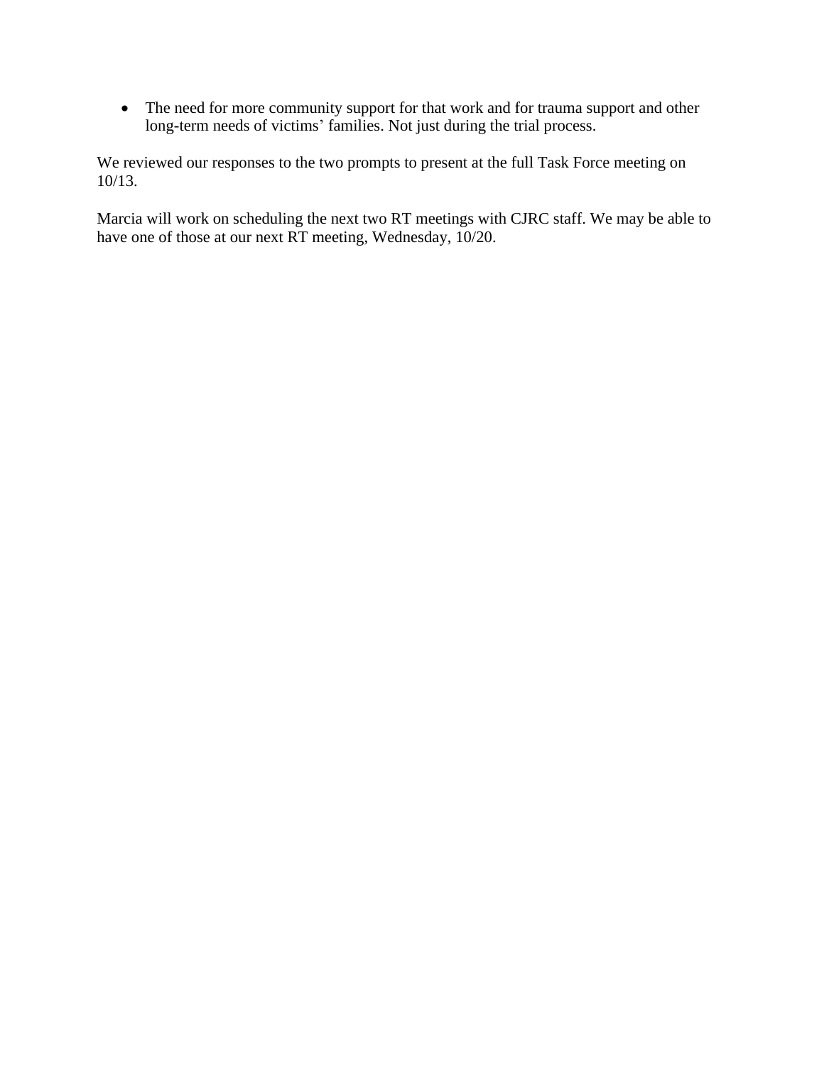- The need for more community support for that work and for trauma support and other long-term needs of victims' families. Not just during the trial process.

We reviewed our responses to the two prompts to present at the full Task Force meeting on 10/13.

Marcia will work on scheduling the next two RT meetings with CJRC staff. We may be able to have one of those at our next RT meeting, Wednesday, 10/20.